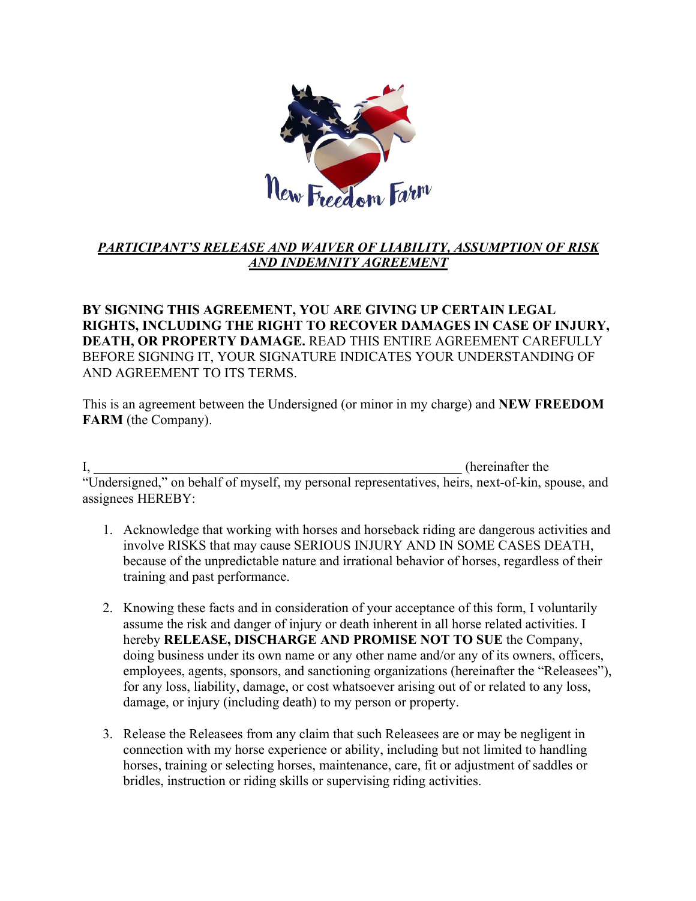New Freedom Farm

## ***PARTICIPANT'S RELEASE AND WAIVER OF LIABILITY, ASSUMPTION OF RISK AND INDEMNITY AGREEMENT***

**BY SIGNING THIS AGREEMENT, YOU ARE GIVING UP CERTAIN LEGAL RIGHTS, INCLUDING THE RIGHT TO RECOVER DAMAGES IN CASE OF INJURY, DEATH, OR PROPERTY DAMAGE.** READ THIS ENTIRE AGREEMENT CAREFULLY BEFORE SIGNING IT, YOUR SIGNATURE INDICATES YOUR UNDERSTANDING OF AND AGREEMENT TO ITS TERMS.

This is an agreement between the Undersigned (or minor in my charge) and **NEW FREEDOM FARM** (the Company).

I, ______________________________________________________ (hereinafter the "Undersigned," on behalf of myself, my personal representatives, heirs, next-of-kin, spouse, and assignees HEREBY:

1. Acknowledge that working with horses and horseback riding are dangerous activities and involve RISKS that may cause SERIOUS INJURY AND IN SOME CASES DEATH, because of the unpredictable nature and irrational behavior of horses, regardless of their training and past performance.

2. Knowing these facts and in consideration of your acceptance of this form, I voluntarily assume the risk and danger of injury or death inherent in all horse related activities. I hereby **RELEASE, DISCHARGE AND PROMISE NOT TO SUE** the Company, doing business under its own name or any other name and/or any of its owners, officers, employees, agents, sponsors, and sanctioning organizations (hereinafter the "Releasees"), for any loss, liability, damage, or cost whatsoever arising out of or related to any loss, damage, or injury (including death) to my person or property.

3. Release the Releasees from any claim that such Releasees are or may be negligent in connection with my horse experience or ability, including but not limited to handling horses, training or selecting horses, maintenance, care, fit or adjustment of saddles or bridles, instruction or riding skills or supervising riding activities.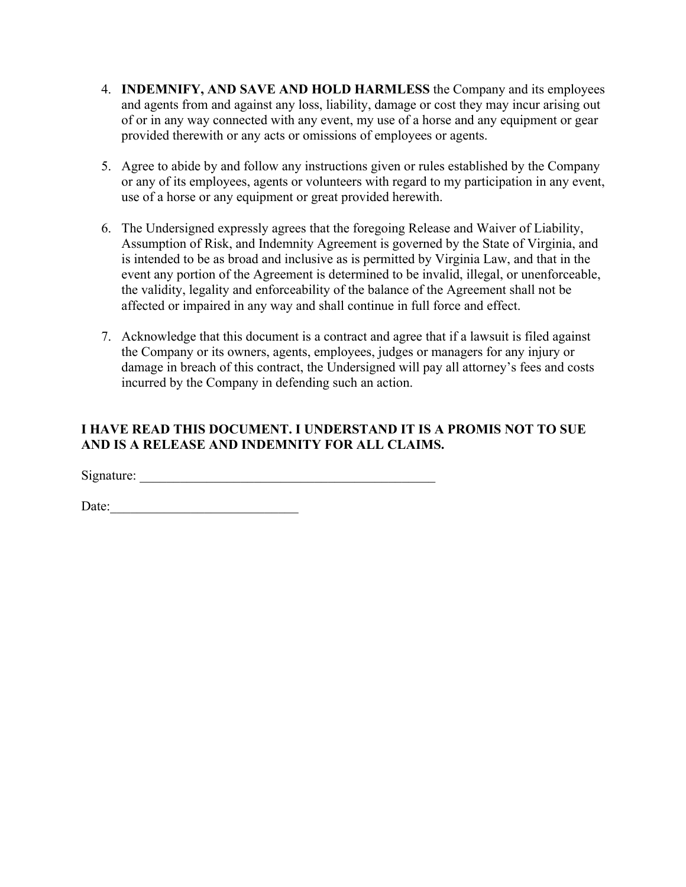4. **INDEMNIFY, AND SAVE AND HOLD HARMLESS** the Company and its employees and agents from and against any loss, liability, damage or cost they may incur arising out of or in any way connected with any event, my use of a horse and any equipment or gear provided therewith or any acts or omissions of employees or agents.

5. Agree to abide by and follow any instructions given or rules established by the Company or any of its employees, agents or volunteers with regard to my participation in any event, use of a horse or any equipment or great provided herewith.

6. The Undersigned expressly agrees that the foregoing Release and Waiver of Liability, Assumption of Risk, and Indemnity Agreement is governed by the State of Virginia, and is intended to be as broad and inclusive as is permitted by Virginia Law, and that in the event any portion of the Agreement is determined to be invalid, illegal, or unenforceable, the validity, legality and enforceability of the balance of the Agreement shall not be affected or impaired in any way and shall continue in full force and effect.

7. Acknowledge that this document is a contract and agree that if a lawsuit is filed against the Company or its owners, agents, employees, judges or managers for any injury or damage in breach of this contract, the Undersigned will pay all attorney's fees and costs incurred by the Company in defending such an action.

**I HAVE READ THIS DOCUMENT. I UNDERSTAND IT IS A PROMIS NOT TO SUE AND IS A RELEASE AND INDEMNITY FOR ALL CLAIMS.**

Signature: _______________________________________________

Date:_____________________________